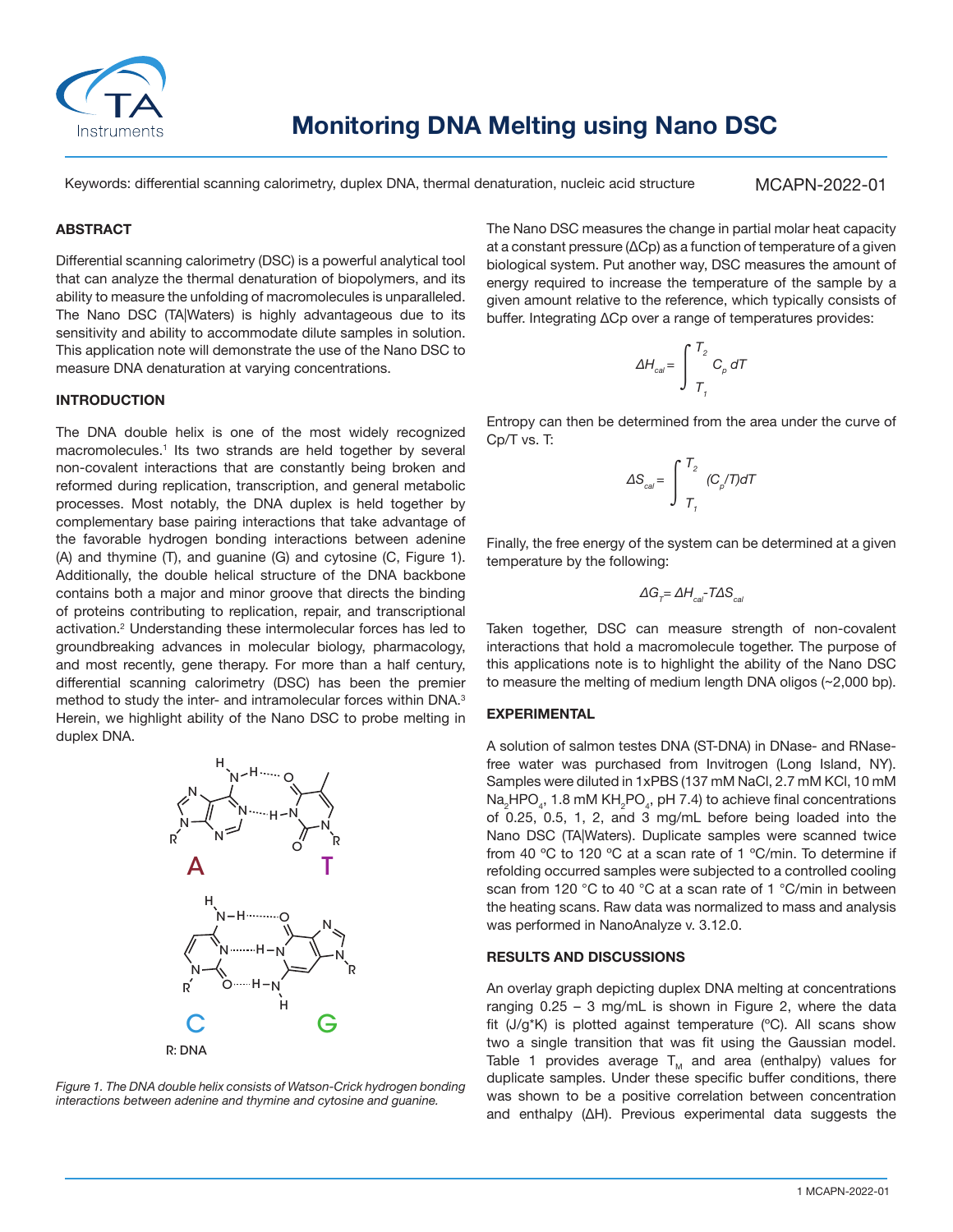# Monitoring DNA Melting using Nano DSC

Keywords: differential scanning calorimetry, duplex DNA, thermal denaturation, nucleic acid structure

MCAPN-2022-01

## ABSTRACT

Differential scanning calorimetry (DSC) is a powerful analytical tool that can analyze the thermal denaturation of biopolymers, and its ability to measure the unfolding of macromolecules is unparalleled. The Nano DSC (TA|Waters) is highly advantageous due to its sensitivity and ability to accommodate dilute samples in solution. This application note will demonstrate the use of the Nano DSC to measure DNA denaturation at varying concentrations.

## INTRODUCTION

The DNA double helix is one of the most widely recognized macromolecules.[1] Its two strands are held together by several non-covalent interactions that are constantly being broken and reformed during replication, transcription, and general metabolic processes. Most notably, the DNA duplex is held together by complementary base pairing interactions that take advantage of the favorable hydrogen bonding interactions between adenine (A) and thymine (T), and guanine (G) and cytosine (C, Figure 1). Additionally, the double helical structure of the DNA backbone contains both a major and minor groove that directs the binding of proteins contributing to replication, repair, and transcriptional activation.[2] Understanding these intermolecular forces has led to groundbreaking advances in molecular biology, pharmacology, and most recently, gene therapy. For more than a half century, differential scanning calorimetry (DSC) has been the premier method to study the inter- and intramolecular forces within DNA.[3] Herein, we highlight ability of the Nano DSC to probe melting in duplex DNA.

*Figure 1. The DNA double helix consists of Watson-Crick hydrogen bonding interactions between adenine and thymine and cytosine and guanine.*

The Nano DSC measures the change in partial molar heat capacity at a constant pressure (ΔCp) as a function of temperature of a given biological system. Put another way, DSC measures the amount of energy required to increase the temperature of the sample by a given amount relative to the reference, which typically consists of buffer. Integrating ΔCp over a range of temperatures provides:

$$\Delta H_{cal} = \int_{T_1}^{T_2} C_p \, dT$$

Entropy can then be determined from the area under the curve of Cp/T vs. T:

$$\Delta S_{cal} = \int_{T_1}^{T_2} (C_p/T) dT$$

Finally, the free energy of the system can be determined at a given temperature by the following:

$$\Delta G_T = \Delta H_{cal} - T\Delta S_{cal}$$

Taken together, DSC can measure strength of non-covalent interactions that hold a macromolecule together. The purpose of this applications note is to highlight the ability of the Nano DSC to measure the melting of medium length DNA oligos (~2,000 bp).

## EXPERIMENTAL

A solution of salmon testes DNA (ST-DNA) in DNase- and RNase-free water was purchased from Invitrogen (Long Island, NY). Samples were diluted in 1xPBS (137 mM NaCl, 2.7 mM KCl, 10 mM $Na_2HPO_4$, 1.8 mM $KH_2PO_4$, pH 7.4) to achieve final concentrations of 0.25, 0.5, 1, 2, and 3 mg/mL before being loaded into the Nano DSC (TA|Waters). Duplicate samples were scanned twice from 40 °C to 120 °C at a scan rate of 1 °C/min. To determine if refolding occurred samples were subjected to a controlled cooling scan from 120 °C to 40 °C at a scan rate of 1 °C/min in between the heating scans. Raw data was normalized to mass and analysis was performed in NanoAnalyze v. 3.12.0.

## RESULTS AND DISCUSSIONS

An overlay graph depicting duplex DNA melting at concentrations ranging 0.25 – 3 mg/mL is shown in Figure 2, where the data fit (J/g*K) is plotted against temperature (°C). All scans show two a single transition that was fit using the Gaussian model. Table 1 provides average $T_M$ and area (enthalpy) values for duplicate samples. Under these specific buffer conditions, there was shown to be a positive correlation between concentration and enthalpy (ΔH). Previous experimental data suggests the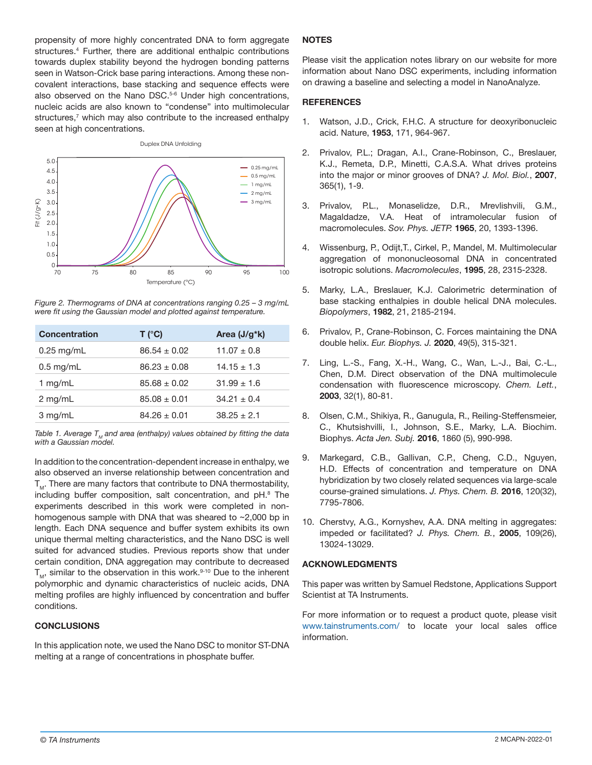propensity of more highly concentrated DNA to form aggregate structures.[4] Further, there are additional enthalpic contributions towards duplex stability beyond the hydrogen bonding patterns seen in Watson-Crick base paring interactions. Among these non-covalent interactions, base stacking and sequence effects were also observed on the Nano DSC.[5-6] Under high concentrations, nucleic acids are also known to "condense" into multimolecular structures,[7] which may also contribute to the increased enthalpy seen at high concentrations.

Duplex DNA Unfolding

Fit (J/g•K)

5.0
4.5
4.0
3.5
3.0
2.5
2.0
1.5
1.0
0.5
0

70 75 80 85 90 95 100

Temperature (°C)

0.25 mg/mL
0.5 mg/mL
1 mg/mL
2 mg/mL
3 mg/mL

*Figure 2. Thermograms of DNA at concentrations ranging 0.25 – 3 mg/mL were fit using the Gaussian model and plotted against temperature.*

| Concentration | T (°C) | Area (J/g*k) |
|---|---|---|
| 0.25 mg/mL | 86.54 ± 0.02 | 11.07 ± 0.8 |
| 0.5 mg/mL | 86.23 ± 0.08 | 14.15 ± 1.3 |
| 1 mg/mL | 85.68 ± 0.02 | 31.99 ± 1.6 |
| 2 mg/mL | 85.08 ± 0.01 | 34.21 ± 0.4 |
| 3 mg/mL | 84.26 ± 0.01 | 38.25 ± 2.1 |

*Table 1. Average $T_M$ and area (enthalpy) values obtained by fitting the data with a Gaussian model.*

In addition to the concentration-dependent increase in enthalpy, we also observed an inverse relationship between concentration and $T_M$. There are many factors that contribute to DNA thermostability, including buffer composition, salt concentration, and pH.[8] The experiments described in this work were completed in non-homogenous sample with DNA that was sheared to ~2,000 bp in length. Each DNA sequence and buffer system exhibits its own unique thermal melting characteristics, and the Nano DSC is well suited for advanced studies. Previous reports show that under certain condition, DNA aggregation may contribute to decreased $T_M$, similar to the observation in this work.[9-10] Due to the inherent polymorphic and dynamic characteristics of nucleic acids, DNA melting profiles are highly influenced by concentration and buffer conditions.

## CONCLUSIONS

In this application note, we used the Nano DSC to monitor ST-DNA melting at a range of concentrations in phosphate buffer.

## NOTES

Please visit the application notes library on our website for more information about Nano DSC experiments, including information on drawing a baseline and selecting a model in NanoAnalyze.

## REFERENCES

1. Watson, J.D., Crick, F.H.C. A structure for deoxyribonucleic acid. Nature, **1953**, 171, 964-967.
2. Privalov, P.L.; Dragan, A.I., Crane-Robinson, C., Breslauer, K.J., Remeta, D.P., Minetti, C.A.S.A. What drives proteins into the major or minor grooves of DNA? *J. Mol. Biol.*, **2007**, 365(1), 1-9.
3. Privalov, P.L., Monaselidze, D.R., Mrevlishvili, G.M., Magaldadze, V.A. Heat of intramolecular fusion of macromolecules. *Sov. Phys. JETP.* **1965**, 20, 1393-1396.
4. Wissenburg, P., Odijt,T., Cirkel, P., Mandel, M. Multimolecular aggregation of mononucleosomal DNA in concentrated isotropic solutions. *Macromolecules*, **1995**, 28, 2315-2328.
5. Marky, L.A., Breslauer, K.J. Calorimetric determination of base stacking enthalpies in double helical DNA molecules. *Biopolymers*, **1982**, 21, 2185-2194.
6. Privalov, P., Crane-Robinson, C. Forces maintaining the DNA double helix. *Eur. Biophys. J.* **2020**, 49(5), 315-321.
7. Ling, L.-S., Fang, X.-H., Wang, C., Wan, L.-J., Bai, C.-L., Chen, D.M. Direct observation of the DNA multimolecule condensation with fluorescence microscopy. *Chem. Lett.*, **2003**, 32(1), 80-81.
8. Olsen, C.M., Shikiya, R., Ganugula, R., Reiling-Steffensmeier, C., Khutsishvilli, I., Johnson, S.E., Marky, L.A. Biochim. Biophys. *Acta Jen. Subj.* **2016**, 1860 (5), 990-998.
9. Markegard, C.B., Gallivan, C.P., Cheng, C.D., Nguyen, H.D. Effects of concentration and temperature on DNA hybridization by two closely related sequences via large-scale course-grained simulations. *J. Phys. Chem. B.* **2016**, 120(32), 7795-7806.
10. Cherstvy, A.G., Kornyshev, A.A. DNA melting in aggregates: impeded or facilitated? *J. Phys. Chem. B.*, **2005**, 109(26), 13024-13029.

## ACKNOWLEDGMENTS

This paper was written by Samuel Redstone, Applications Support Scientist at TA Instruments.

For more information or to request a product quote, please visit www.tainstruments.com/ to locate your local sales office information.